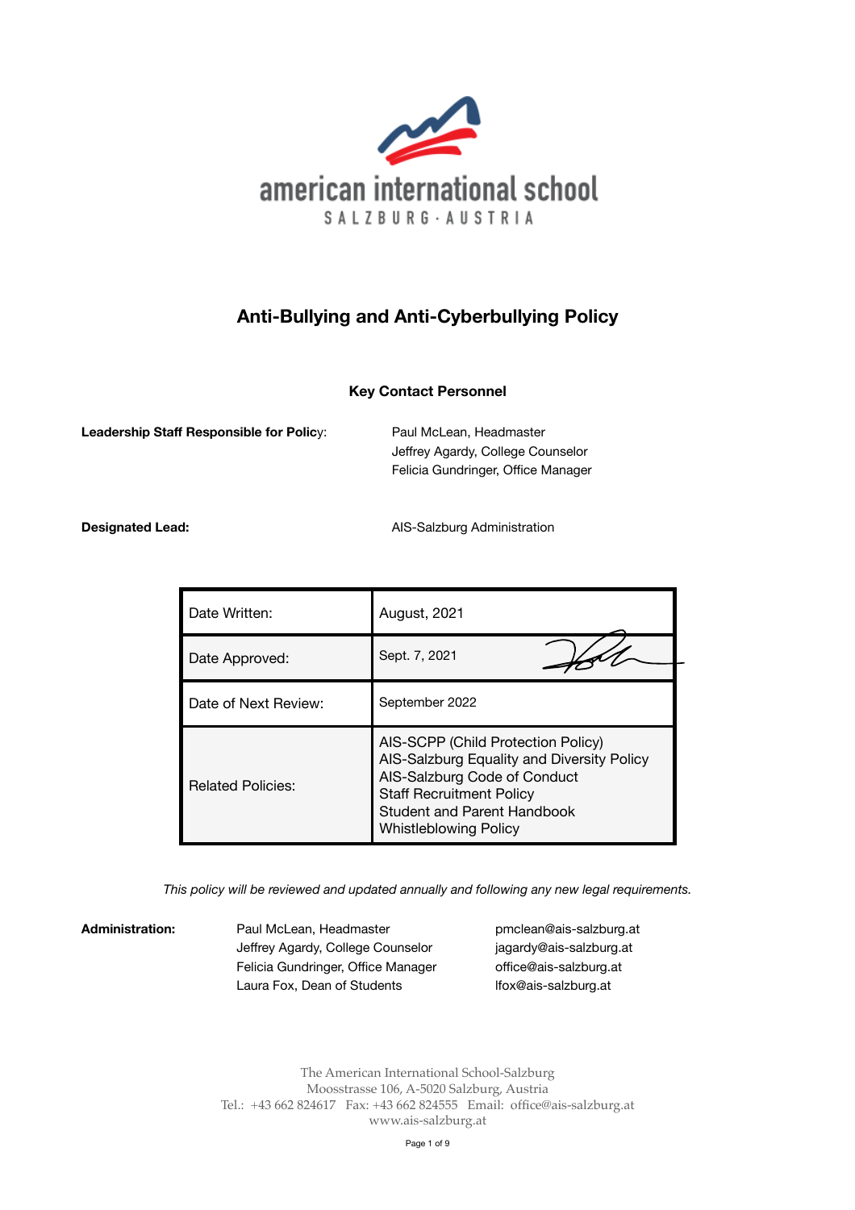american international school
SALZBURG · AUSTRIA

# Anti-Bullying and Anti-Cyberbullying Policy

**Key Contact Personnel**

**Leadership Staff Responsible for Policy**: Paul McLean, Headmaster
Jeffrey Agardy, College Counselor
Felicia Gundringer, Office Manager

**Designated Lead:** AIS-Salzburg Administration

| Date Written: | August, 2021 |
|---|---|
| Date Approved: | Sept. 7, 2021 |
| Date of Next Review: | September 2022 |
| Related Policies: | AIS-SCPP (Child Protection Policy)<br>AIS-Salzburg Equality and Diversity Policy<br>AIS-Salzburg Code of Conduct<br>Staff Recruitment Policy<br>Student and Parent Handbook<br>Whistleblowing Policy |

*This policy will be reviewed and updated annually and following any new legal requirements.*

**Administration:**

| | |
|---|---|
| Paul McLean, Headmaster | pmclean@ais-salzburg.at |
| Jeffrey Agardy, College Counselor | jagardy@ais-salzburg.at |
| Felicia Gundringer, Office Manager | office@ais-salzburg.at |
| Laura Fox, Dean of Students | lfox@ais-salzburg.at |

The American International School-Salzburg
Moosstrasse 106, A-5020 Salzburg, Austria
Tel.: +43 662 824617 Fax: +43 662 824555 Email: office@ais-salzburg.at
www.ais-salzburg.at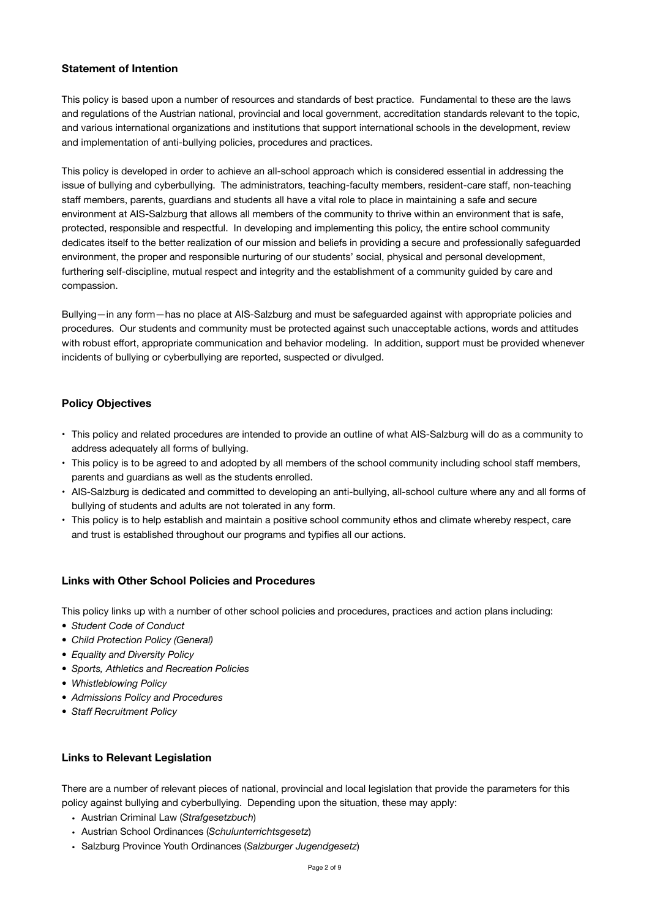## Statement of Intention

This policy is based upon a number of resources and standards of best practice. Fundamental to these are the laws and regulations of the Austrian national, provincial and local government, accreditation standards relevant to the topic, and various international organizations and institutions that support international schools in the development, review and implementation of anti-bullying policies, procedures and practices.

This policy is developed in order to achieve an all-school approach which is considered essential in addressing the issue of bullying and cyberbullying. The administrators, teaching-faculty members, resident-care staff, non-teaching staff members, parents, guardians and students all have a vital role to place in maintaining a safe and secure environment at AIS-Salzburg that allows all members of the community to thrive within an environment that is safe, protected, responsible and respectful. In developing and implementing this policy, the entire school community dedicates itself to the better realization of our mission and beliefs in providing a secure and professionally safeguarded environment, the proper and responsible nurturing of our students' social, physical and personal development, furthering self-discipline, mutual respect and integrity and the establishment of a community guided by care and compassion.

Bullying—in any form—has no place at AIS-Salzburg and must be safeguarded against with appropriate policies and procedures. Our students and community must be protected against such unacceptable actions, words and attitudes with robust effort, appropriate communication and behavior modeling. In addition, support must be provided whenever incidents of bullying or cyberbullying are reported, suspected or divulged.

## Policy Objectives

- This policy and related procedures are intended to provide an outline of what AIS-Salzburg will do as a community to address adequately all forms of bullying.
- This policy is to be agreed to and adopted by all members of the school community including school staff members, parents and guardians as well as the students enrolled.
- AIS-Salzburg is dedicated and committed to developing an anti-bullying, all-school culture where any and all forms of bullying of students and adults are not tolerated in any form.
- This policy is to help establish and maintain a positive school community ethos and climate whereby respect, care and trust is established throughout our programs and typifies all our actions.

## Links with Other School Policies and Procedures

This policy links up with a number of other school policies and procedures, practices and action plans including:

- *Student Code of Conduct*
- *Child Protection Policy (General)*
- *Equality and Diversity Policy*
- *Sports, Athletics and Recreation Policies*
- *Whistleblowing Policy*
- *Admissions Policy and Procedures*
- *Staff Recruitment Policy*

## Links to Relevant Legislation

There are a number of relevant pieces of national, provincial and local legislation that provide the parameters for this policy against bullying and cyberbullying. Depending upon the situation, these may apply:

- Austrian Criminal Law (*Strafgesetzbuch*)
- Austrian School Ordinances (*Schulunterrichtsgesetz*)
- Salzburg Province Youth Ordinances (*Salzburger Jugendgesetz*)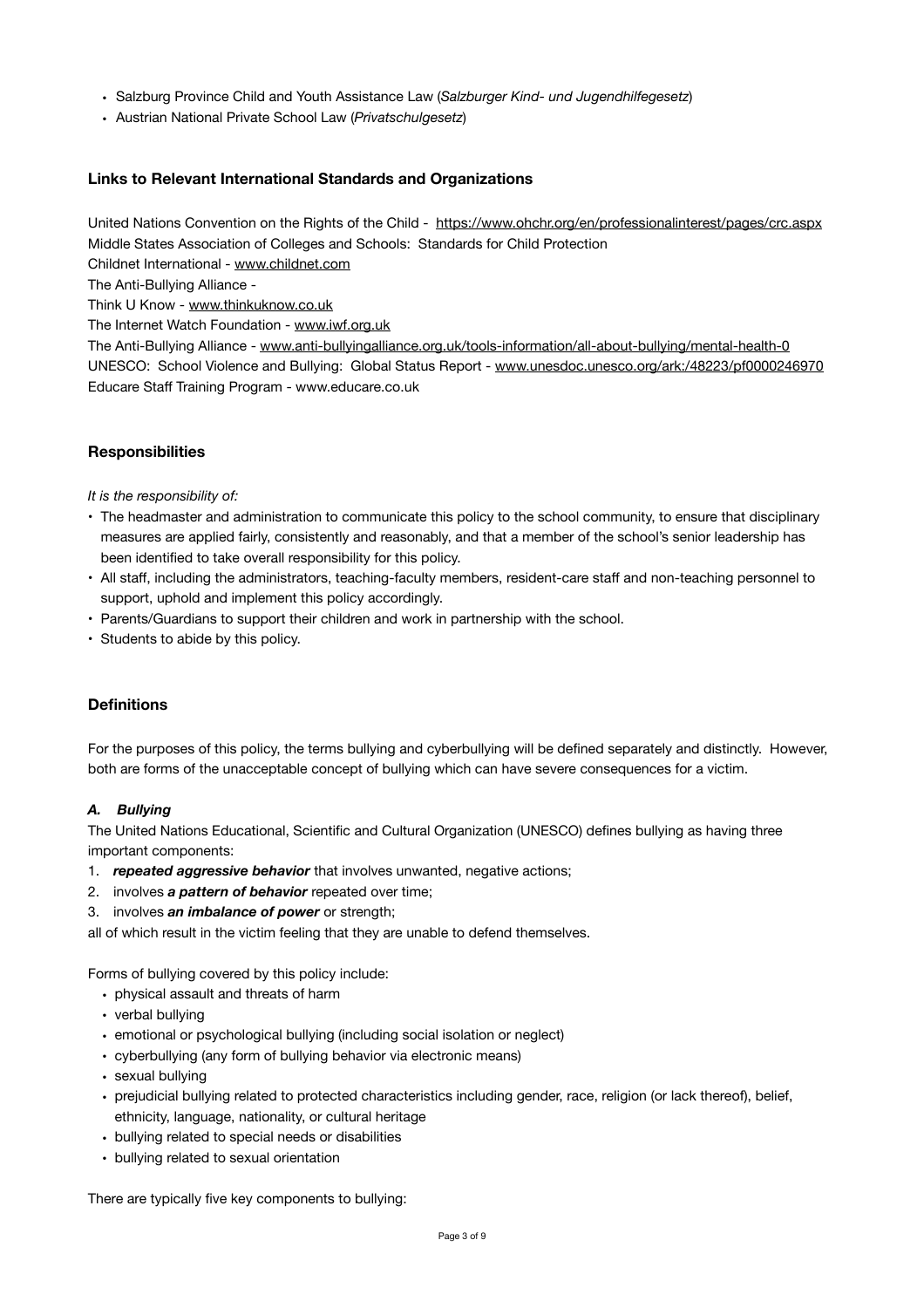- Salzburg Province Child and Youth Assistance Law (*Salzburger Kind- und Jugendhilfegesetz*)
- Austrian National Private School Law (*Privatschulgesetz*)

### Links to Relevant International Standards and Organizations

United Nations Convention on the Rights of the Child - https://www.ohchr.org/en/professionalinterest/pages/crc.aspx
Middle States Association of Colleges and Schools: Standards for Child Protection
Childnet International - www.childnet.com
The Anti-Bullying Alliance -
Think U Know - www.thinkuknow.co.uk
The Internet Watch Foundation - www.iwf.org.uk
The Anti-Bullying Alliance - www.anti-bullyingalliance.org.uk/tools-information/all-about-bullying/mental-health-0
UNESCO: School Violence and Bullying: Global Status Report - www.unesdoc.unesco.org/ark:/48223/pf0000246970
Educare Staff Training Program - www.educare.co.uk

### Responsibilities

*It is the responsibility of:*

- The headmaster and administration to communicate this policy to the school community, to ensure that disciplinary measures are applied fairly, consistently and reasonably, and that a member of the school's senior leadership has been identified to take overall responsibility for this policy.
- All staff, including the administrators, teaching-faculty members, resident-care staff and non-teaching personnel to support, uphold and implement this policy accordingly.
- Parents/Guardians to support their children and work in partnership with the school.
- Students to abide by this policy.

### Definitions

For the purposes of this policy, the terms bullying and cyberbullying will be defined separately and distinctly. However, both are forms of the unacceptable concept of bullying which can have severe consequences for a victim.

#### *A. Bullying*

The United Nations Educational, Scientific and Cultural Organization (UNESCO) defines bullying as having three important components:

1. ***repeated aggressive behavior*** that involves unwanted, negative actions;
2. involves ***a pattern of behavior*** repeated over time;
3. involves ***an imbalance of power*** or strength;

all of which result in the victim feeling that they are unable to defend themselves.

Forms of bullying covered by this policy include:

- physical assault and threats of harm
- verbal bullying
- emotional or psychological bullying (including social isolation or neglect)
- cyberbullying (any form of bullying behavior via electronic means)
- sexual bullying
- prejudicial bullying related to protected characteristics including gender, race, religion (or lack thereof), belief, ethnicity, language, nationality, or cultural heritage
- bullying related to special needs or disabilities
- bullying related to sexual orientation

There are typically five key components to bullying: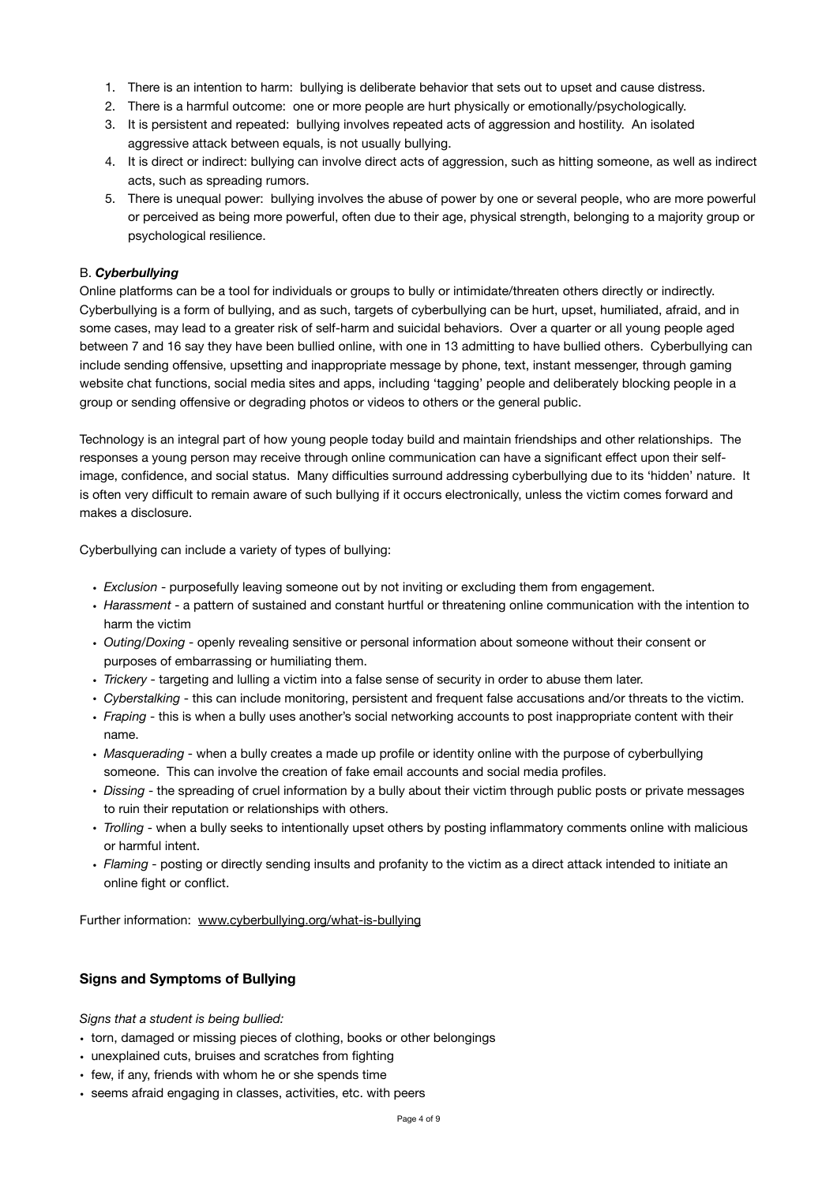1. There is an intention to harm: bullying is deliberate behavior that sets out to upset and cause distress.
2. There is a harmful outcome: one or more people are hurt physically or emotionally/psychologically.
3. It is persistent and repeated: bullying involves repeated acts of aggression and hostility. An isolated aggressive attack between equals, is not usually bullying.
4. It is direct or indirect: bullying can involve direct acts of aggression, such as hitting someone, as well as indirect acts, such as spreading rumors.
5. There is unequal power: bullying involves the abuse of power by one or several people, who are more powerful or perceived as being more powerful, often due to their age, physical strength, belonging to a majority group or psychological resilience.

B. ***Cyberbullying***

Online platforms can be a tool for individuals or groups to bully or intimidate/threaten others directly or indirectly. Cyberbullying is a form of bullying, and as such, targets of cyberbullying can be hurt, upset, humiliated, afraid, and in some cases, may lead to a greater risk of self-harm and suicidal behaviors. Over a quarter or all young people aged between 7 and 16 say they have been bullied online, with one in 13 admitting to have bullied others. Cyberbullying can include sending offensive, upsetting and inappropriate message by phone, text, instant messenger, through gaming website chat functions, social media sites and apps, including 'tagging' people and deliberately blocking people in a group or sending offensive or degrading photos or videos to others or the general public.

Technology is an integral part of how young people today build and maintain friendships and other relationships. The responses a young person may receive through online communication can have a significant effect upon their self-image, confidence, and social status. Many difficulties surround addressing cyberbullying due to its 'hidden' nature. It is often very difficult to remain aware of such bullying if it occurs electronically, unless the victim comes forward and makes a disclosure.

Cyberbullying can include a variety of types of bullying:

- *Exclusion* - purposefully leaving someone out by not inviting or excluding them from engagement.
- *Harassment* - a pattern of sustained and constant hurtful or threatening online communication with the intention to harm the victim
- *Outing/Doxing* - openly revealing sensitive or personal information about someone without their consent or purposes of embarrassing or humiliating them.
- *Trickery* - targeting and lulling a victim into a false sense of security in order to abuse them later.
- *Cyberstalking* - this can include monitoring, persistent and frequent false accusations and/or threats to the victim.
- *Fraping* - this is when a bully uses another's social networking accounts to post inappropriate content with their name.
- *Masquerading* - when a bully creates a made up profile or identity online with the purpose of cyberbullying someone. This can involve the creation of fake email accounts and social media profiles.
- *Dissing* - the spreading of cruel information by a bully about their victim through public posts or private messages to ruin their reputation or relationships with others.
- *Trolling* - when a bully seeks to intentionally upset others by posting inflammatory comments online with malicious or harmful intent.
- *Flaming* - posting or directly sending insults and profanity to the victim as a direct attack intended to initiate an online fight or conflict.

Further information: www.cyberbullying.org/what-is-bullying

## Signs and Symptoms of Bullying

*Signs that a student is being bullied:*

- torn, damaged or missing pieces of clothing, books or other belongings
- unexplained cuts, bruises and scratches from fighting
- few, if any, friends with whom he or she spends time
- seems afraid engaging in classes, activities, etc. with peers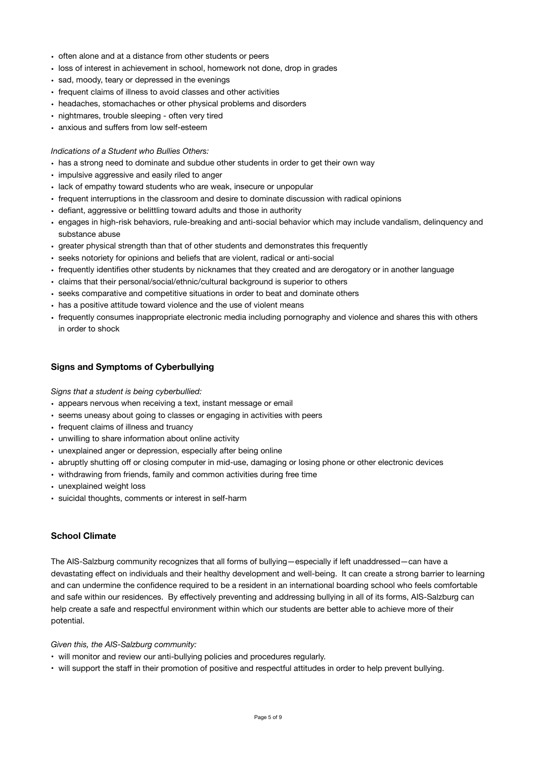- often alone and at a distance from other students or peers
- loss of interest in achievement in school, homework not done, drop in grades
- sad, moody, teary or depressed in the evenings
- frequent claims of illness to avoid classes and other activities
- headaches, stomachaches or other physical problems and disorders
- nightmares, trouble sleeping - often very tired
- anxious and suffers from low self-esteem

*Indications of a Student who Bullies Others:*

- has a strong need to dominate and subdue other students in order to get their own way
- impulsive aggressive and easily riled to anger
- lack of empathy toward students who are weak, insecure or unpopular
- frequent interruptions in the classroom and desire to dominate discussion with radical opinions
- defiant, aggressive or belittling toward adults and those in authority
- engages in high-risk behaviors, rule-breaking and anti-social behavior which may include vandalism, delinquency and substance abuse
- greater physical strength than that of other students and demonstrates this frequently
- seeks notoriety for opinions and beliefs that are violent, radical or anti-social
- frequently identifies other students by nicknames that they created and are derogatory or in another language
- claims that their personal/social/ethnic/cultural background is superior to others
- seeks comparative and competitive situations in order to beat and dominate others
- has a positive attitude toward violence and the use of violent means
- frequently consumes inappropriate electronic media including pornography and violence and shares this with others in order to shock

## Signs and Symptoms of Cyberbullying

*Signs that a student is being cyberbullied:*

- appears nervous when receiving a text, instant message or email
- seems uneasy about going to classes or engaging in activities with peers
- frequent claims of illness and truancy
- unwilling to share information about online activity
- unexplained anger or depression, especially after being online
- abruptly shutting off or closing computer in mid-use, damaging or losing phone or other electronic devices
- withdrawing from friends, family and common activities during free time
- unexplained weight loss
- suicidal thoughts, comments or interest in self-harm

## School Climate

The AIS-Salzburg community recognizes that all forms of bullying—especially if left unaddressed—can have a devastating effect on individuals and their healthy development and well-being. It can create a strong barrier to learning and can undermine the confidence required to be a resident in an international boarding school who feels comfortable and safe within our residences. By effectively preventing and addressing bullying in all of its forms, AIS-Salzburg can help create a safe and respectful environment within which our students are better able to achieve more of their potential.

*Given this, the AIS-Salzburg community:*

- will monitor and review our anti-bullying policies and procedures regularly.
- will support the staff in their promotion of positive and respectful attitudes in order to help prevent bullying.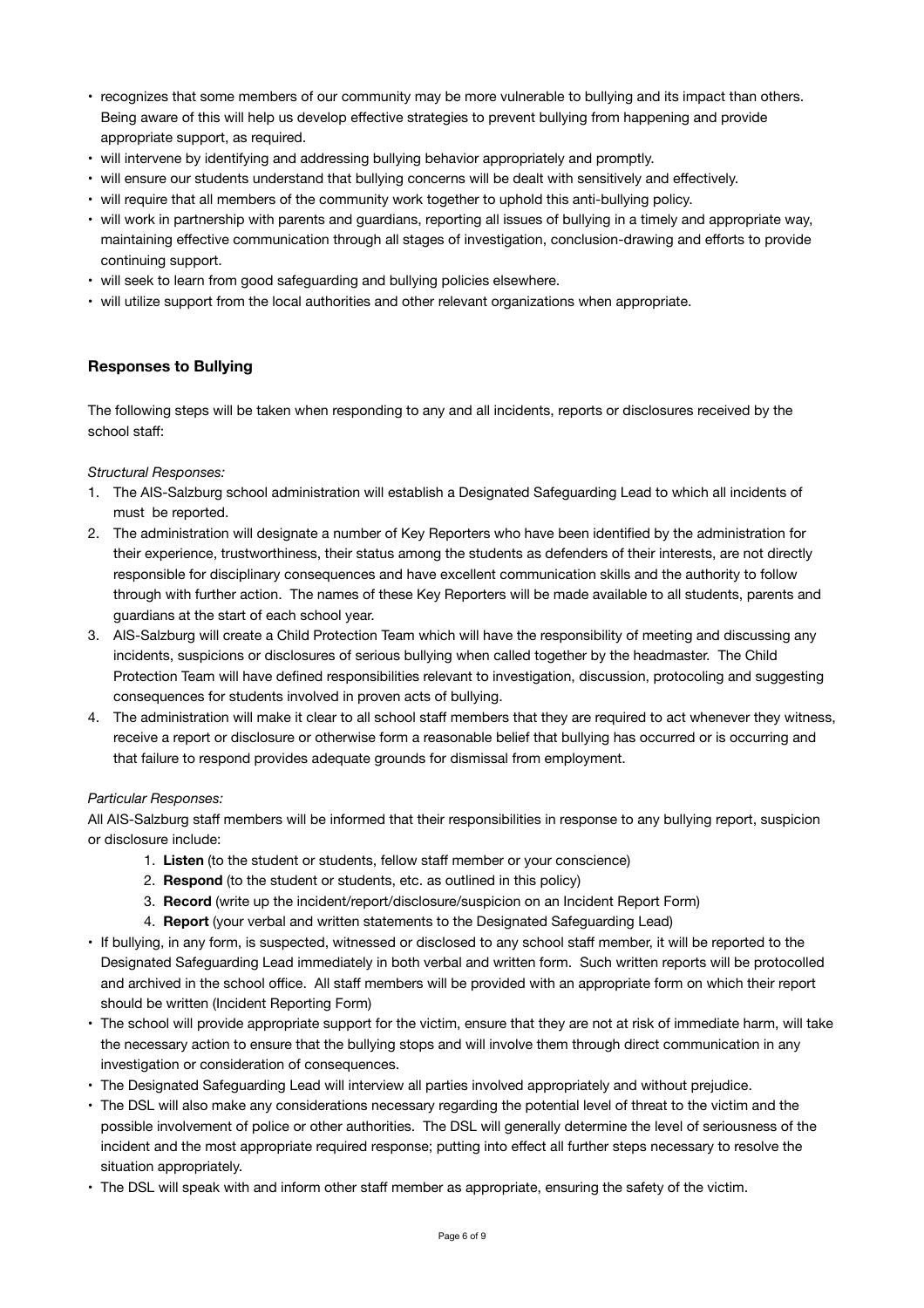- recognizes that some members of our community may be more vulnerable to bullying and its impact than others. Being aware of this will help us develop effective strategies to prevent bullying from happening and provide appropriate support, as required.
- will intervene by identifying and addressing bullying behavior appropriately and promptly.
- will ensure our students understand that bullying concerns will be dealt with sensitively and effectively.
- will require that all members of the community work together to uphold this anti-bullying policy.
- will work in partnership with parents and guardians, reporting all issues of bullying in a timely and appropriate way, maintaining effective communication through all stages of investigation, conclusion-drawing and efforts to provide continuing support.
- will seek to learn from good safeguarding and bullying policies elsewhere.
- will utilize support from the local authorities and other relevant organizations when appropriate.

### Responses to Bullying

The following steps will be taken when responding to any and all incidents, reports or disclosures received by the school staff:

*Structural Responses:*

1. The AIS-Salzburg school administration will establish a Designated Safeguarding Lead to which all incidents of must be reported.
2. The administration will designate a number of Key Reporters who have been identified by the administration for their experience, trustworthiness, their status among the students as defenders of their interests, are not directly responsible for disciplinary consequences and have excellent communication skills and the authority to follow through with further action. The names of these Key Reporters will be made available to all students, parents and guardians at the start of each school year.
3. AIS-Salzburg will create a Child Protection Team which will have the responsibility of meeting and discussing any incidents, suspicions or disclosures of serious bullying when called together by the headmaster. The Child Protection Team will have defined responsibilities relevant to investigation, discussion, protocoling and suggesting consequences for students involved in proven acts of bullying.
4. The administration will make it clear to all school staff members that they are required to act whenever they witness, receive a report or disclosure or otherwise form a reasonable belief that bullying has occurred or is occurring and that failure to respond provides adequate grounds for dismissal from employment.

*Particular Responses:*

All AIS-Salzburg staff members will be informed that their responsibilities in response to any bullying report, suspicion or disclosure include:

1. **Listen** (to the student or students, fellow staff member or your conscience)
2. **Respond** (to the student or students, etc. as outlined in this policy)
3. **Record** (write up the incident/report/disclosure/suspicion on an Incident Report Form)
4. **Report** (your verbal and written statements to the Designated Safeguarding Lead)

- If bullying, in any form, is suspected, witnessed or disclosed to any school staff member, it will be reported to the Designated Safeguarding Lead immediately in both verbal and written form. Such written reports will be protocolled and archived in the school office. All staff members will be provided with an appropriate form on which their report should be written (Incident Reporting Form)
- The school will provide appropriate support for the victim, ensure that they are not at risk of immediate harm, will take the necessary action to ensure that the bullying stops and will involve them through direct communication in any investigation or consideration of consequences.
- The Designated Safeguarding Lead will interview all parties involved appropriately and without prejudice.
- The DSL will also make any considerations necessary regarding the potential level of threat to the victim and the possible involvement of police or other authorities. The DSL will generally determine the level of seriousness of the incident and the most appropriate required response; putting into effect all further steps necessary to resolve the situation appropriately.
- The DSL will speak with and inform other staff member as appropriate, ensuring the safety of the victim.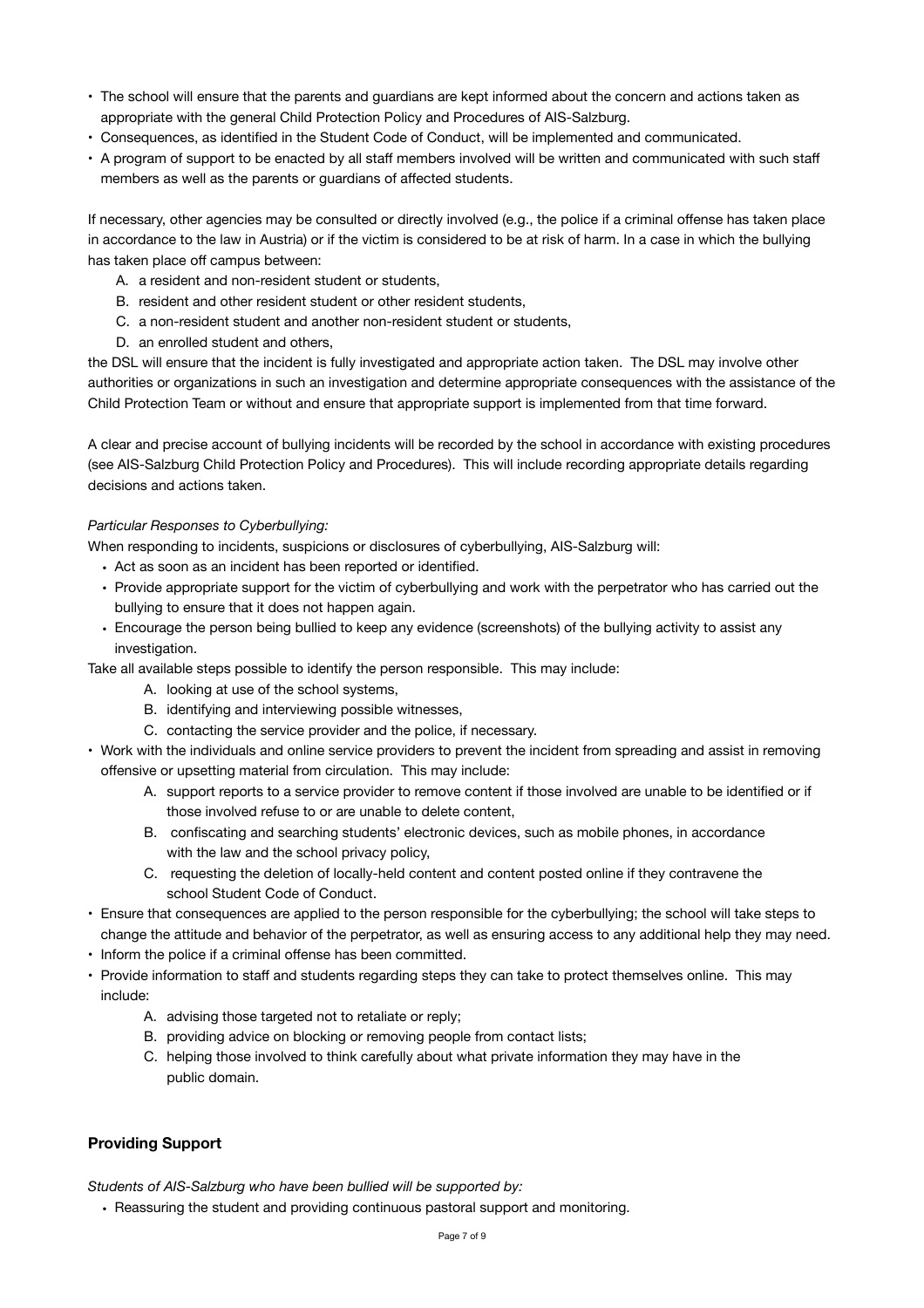- The school will ensure that the parents and guardians are kept informed about the concern and actions taken as appropriate with the general Child Protection Policy and Procedures of AIS-Salzburg.
- Consequences, as identified in the Student Code of Conduct, will be implemented and communicated.
- A program of support to be enacted by all staff members involved will be written and communicated with such staff members as well as the parents or guardians of affected students.

If necessary, other agencies may be consulted or directly involved (e.g., the police if a criminal offense has taken place in accordance to the law in Austria) or if the victim is considered to be at risk of harm. In a case in which the bullying has taken place off campus between:

A. a resident and non-resident student or students,
B. resident and other resident student or other resident students,
C. a non-resident student and another non-resident student or students,
D. an enrolled student and others,

the DSL will ensure that the incident is fully investigated and appropriate action taken. The DSL may involve other authorities or organizations in such an investigation and determine appropriate consequences with the assistance of the Child Protection Team or without and ensure that appropriate support is implemented from that time forward.

A clear and precise account of bullying incidents will be recorded by the school in accordance with existing procedures (see AIS-Salzburg Child Protection Policy and Procedures). This will include recording appropriate details regarding decisions and actions taken.

*Particular Responses to Cyberbullying:*

When responding to incidents, suspicions or disclosures of cyberbullying, AIS-Salzburg will:

- Act as soon as an incident has been reported or identified.
- Provide appropriate support for the victim of cyberbullying and work with the perpetrator who has carried out the bullying to ensure that it does not happen again.
- Encourage the person being bullied to keep any evidence (screenshots) of the bullying activity to assist any investigation.

Take all available steps possible to identify the person responsible. This may include:

A. looking at use of the school systems,
B. identifying and interviewing possible witnesses,
C. contacting the service provider and the police, if necessary.

- Work with the individuals and online service providers to prevent the incident from spreading and assist in removing offensive or upsetting material from circulation. This may include:
  A. support reports to a service provider to remove content if those involved are unable to be identified or if those involved refuse to or are unable to delete content,
  B. confiscating and searching students' electronic devices, such as mobile phones, in accordance with the law and the school privacy policy,
  C. requesting the deletion of locally-held content and content posted online if they contravene the school Student Code of Conduct.
- Ensure that consequences are applied to the person responsible for the cyberbullying; the school will take steps to change the attitude and behavior of the perpetrator, as well as ensuring access to any additional help they may need.
- Inform the police if a criminal offense has been committed.
- Provide information to staff and students regarding steps they can take to protect themselves online. This may include:
  A. advising those targeted not to retaliate or reply;
  B. providing advice on blocking or removing people from contact lists;
  C. helping those involved to think carefully about what private information they may have in the public domain.

## Providing Support

*Students of AIS-Salzburg who have been bullied will be supported by:*

- Reassuring the student and providing continuous pastoral support and monitoring.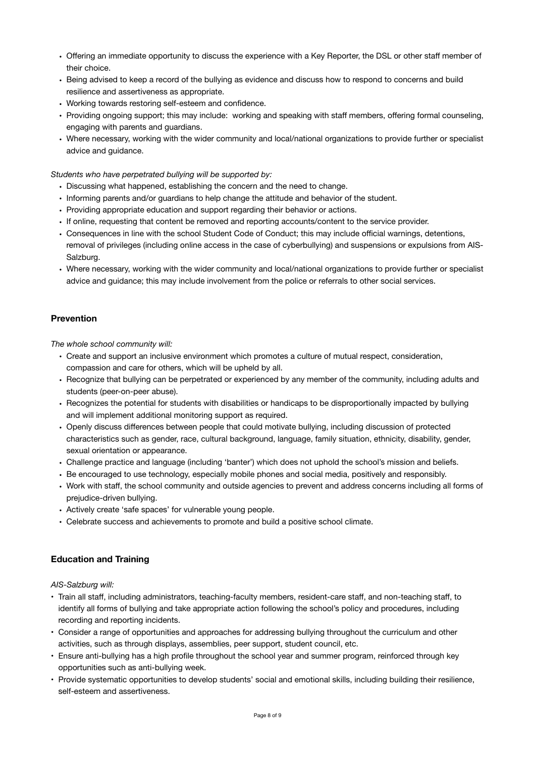- Offering an immediate opportunity to discuss the experience with a Key Reporter, the DSL or other staff member of their choice.
- Being advised to keep a record of the bullying as evidence and discuss how to respond to concerns and build resilience and assertiveness as appropriate.
- Working towards restoring self-esteem and confidence.
- Providing ongoing support; this may include:  working and speaking with staff members, offering formal counseling, engaging with parents and guardians.
- Where necessary, working with the wider community and local/national organizations to provide further or specialist advice and guidance.

*Students who have perpetrated bullying will be supported by:*

- Discussing what happened, establishing the concern and the need to change.
- Informing parents and/or guardians to help change the attitude and behavior of the student.
- Providing appropriate education and support regarding their behavior or actions.
- If online, requesting that content be removed and reporting accounts/content to the service provider.
- Consequences in line with the school Student Code of Conduct; this may include official warnings, detentions, removal of privileges (including online access in the case of cyberbullying) and suspensions or expulsions from AIS-Salzburg.
- Where necessary, working with the wider community and local/national organizations to provide further or specialist advice and guidance; this may include involvement from the police or referrals to other social services.

## Prevention

*The whole school community will:*

- Create and support an inclusive environment which promotes a culture of mutual respect, consideration, compassion and care for others, which will be upheld by all.
- Recognize that bullying can be perpetrated or experienced by any member of the community, including adults and students (peer-on-peer abuse).
- Recognizes the potential for students with disabilities or handicaps to be disproportionally impacted by bullying and will implement additional monitoring support as required.
- Openly discuss differences between people that could motivate bullying, including discussion of protected characteristics such as gender, race, cultural background, language, family situation, ethnicity, disability, gender, sexual orientation or appearance.
- Challenge practice and language (including 'banter') which does not uphold the school's mission and beliefs.
- Be encouraged to use technology, especially mobile phones and social media, positively and responsibly.
- Work with staff, the school community and outside agencies to prevent and address concerns including all forms of prejudice-driven bullying.
- Actively create 'safe spaces' for vulnerable young people.
- Celebrate success and achievements to promote and build a positive school climate.

## Education and Training

*AIS-Salzburg will:*

- Train all staff, including administrators, teaching-faculty members, resident-care staff, and non-teaching staff, to identify all forms of bullying and take appropriate action following the school's policy and procedures, including recording and reporting incidents.
- Consider a range of opportunities and approaches for addressing bullying throughout the curriculum and other activities, such as through displays, assemblies, peer support, student council, etc.
- Ensure anti-bullying has a high profile throughout the school year and summer program, reinforced through key opportunities such as anti-bullying week.
- Provide systematic opportunities to develop students' social and emotional skills, including building their resilience, self-esteem and assertiveness.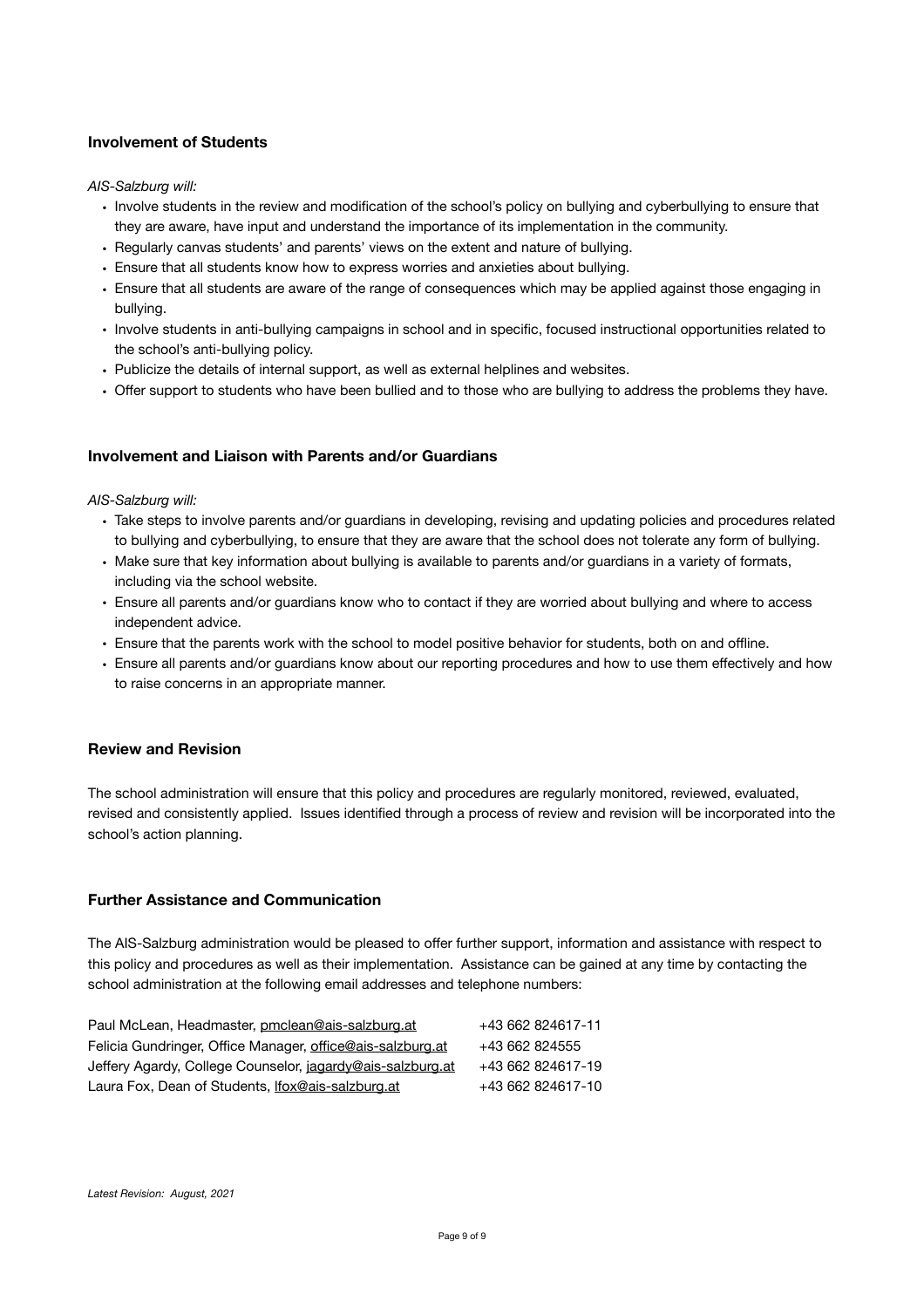### Involvement of Students

*AIS-Salzburg will:*

- Involve students in the review and modification of the school's policy on bullying and cyberbullying to ensure that they are aware, have input and understand the importance of its implementation in the community.
- Regularly canvas students' and parents' views on the extent and nature of bullying.
- Ensure that all students know how to express worries and anxieties about bullying.
- Ensure that all students are aware of the range of consequences which may be applied against those engaging in bullying.
- Involve students in anti-bullying campaigns in school and in specific, focused instructional opportunities related to the school's anti-bullying policy.
- Publicize the details of internal support, as well as external helplines and websites.
- Offer support to students who have been bullied and to those who are bullying to address the problems they have.

### Involvement and Liaison with Parents and/or Guardians

*AIS-Salzburg will:*

- Take steps to involve parents and/or guardians in developing, revising and updating policies and procedures related to bullying and cyberbullying, to ensure that they are aware that the school does not tolerate any form of bullying.
- Make sure that key information about bullying is available to parents and/or guardians in a variety of formats, including via the school website.
- Ensure all parents and/or guardians know who to contact if they are worried about bullying and where to access independent advice.
- Ensure that the parents work with the school to model positive behavior for students, both on and offline.
- Ensure all parents and/or guardians know about our reporting procedures and how to use them effectively and how to raise concerns in an appropriate manner.

### Review and Revision

The school administration will ensure that this policy and procedures are regularly monitored, reviewed, evaluated, revised and consistently applied. Issues identified through a process of review and revision will be incorporated into the school's action planning.

### Further Assistance and Communication

The AIS-Salzburg administration would be pleased to offer further support, information and assistance with respect to this policy and procedures as well as their implementation. Assistance can be gained at any time by contacting the school administration at the following email addresses and telephone numbers:

| | |
|---|---|
| Paul McLean, Headmaster, pmclean@ais-salzburg.at | +43 662 824617-11 |
| Felicia Gundringer, Office Manager, office@ais-salzburg.at | +43 662 824555 |
| Jeffery Agardy, College Counselor, jagardy@ais-salzburg.at | +43 662 824617-19 |
| Laura Fox, Dean of Students, lfox@ais-salzburg.at | +43 662 824617-10 |

*Latest Revision: August, 2021*